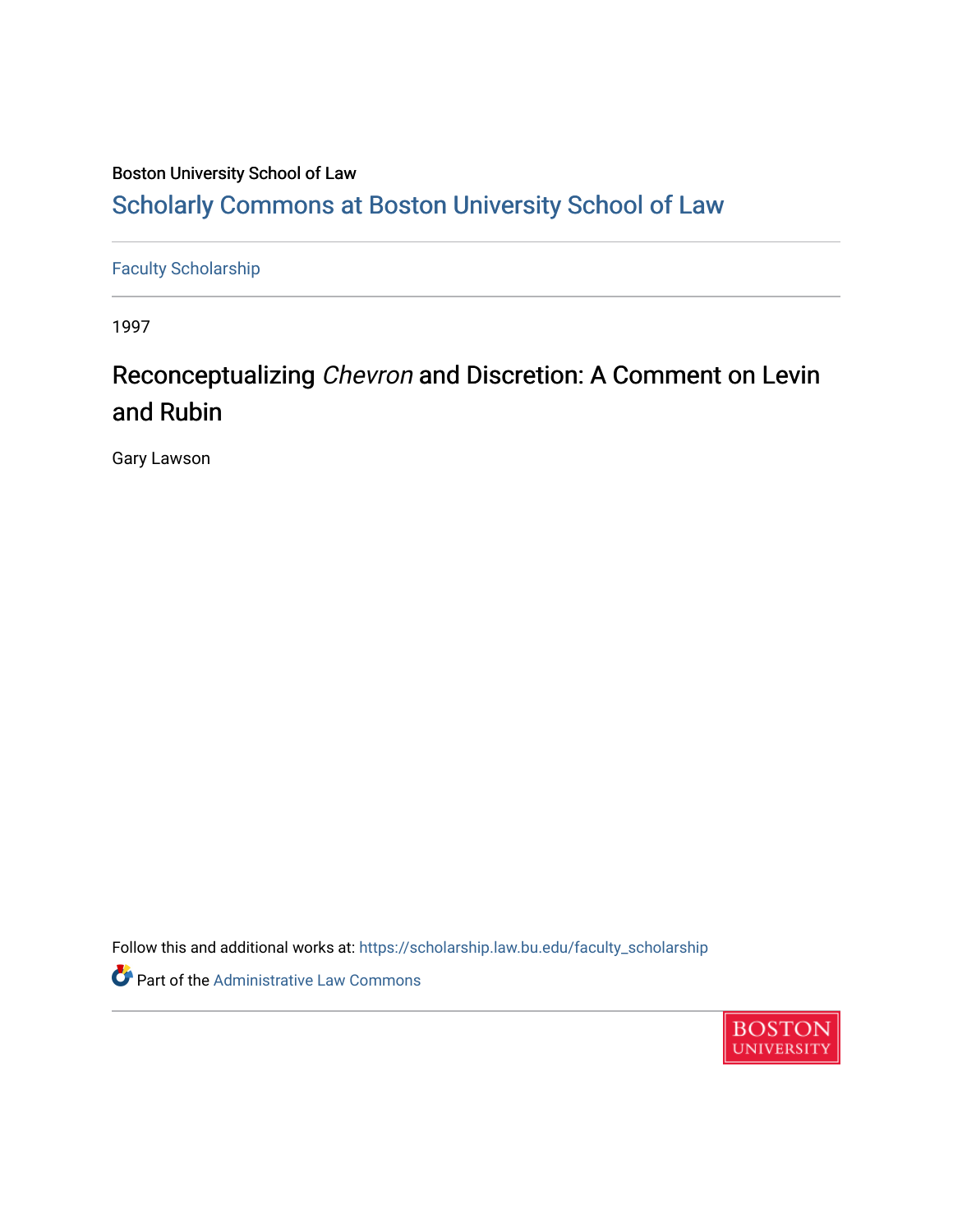Boston University School of Law

## Scholarly Commons at Boston University School of Law

Faculty Scholarship

1997

# Reconceptualizing *Chevron* and Discretion: A Comment on Levin and Rubin

Gary Lawson

Follow this and additional works at: https://scholarship.law.bu.edu/faculty_scholarship

Part of the Administrative Law Commons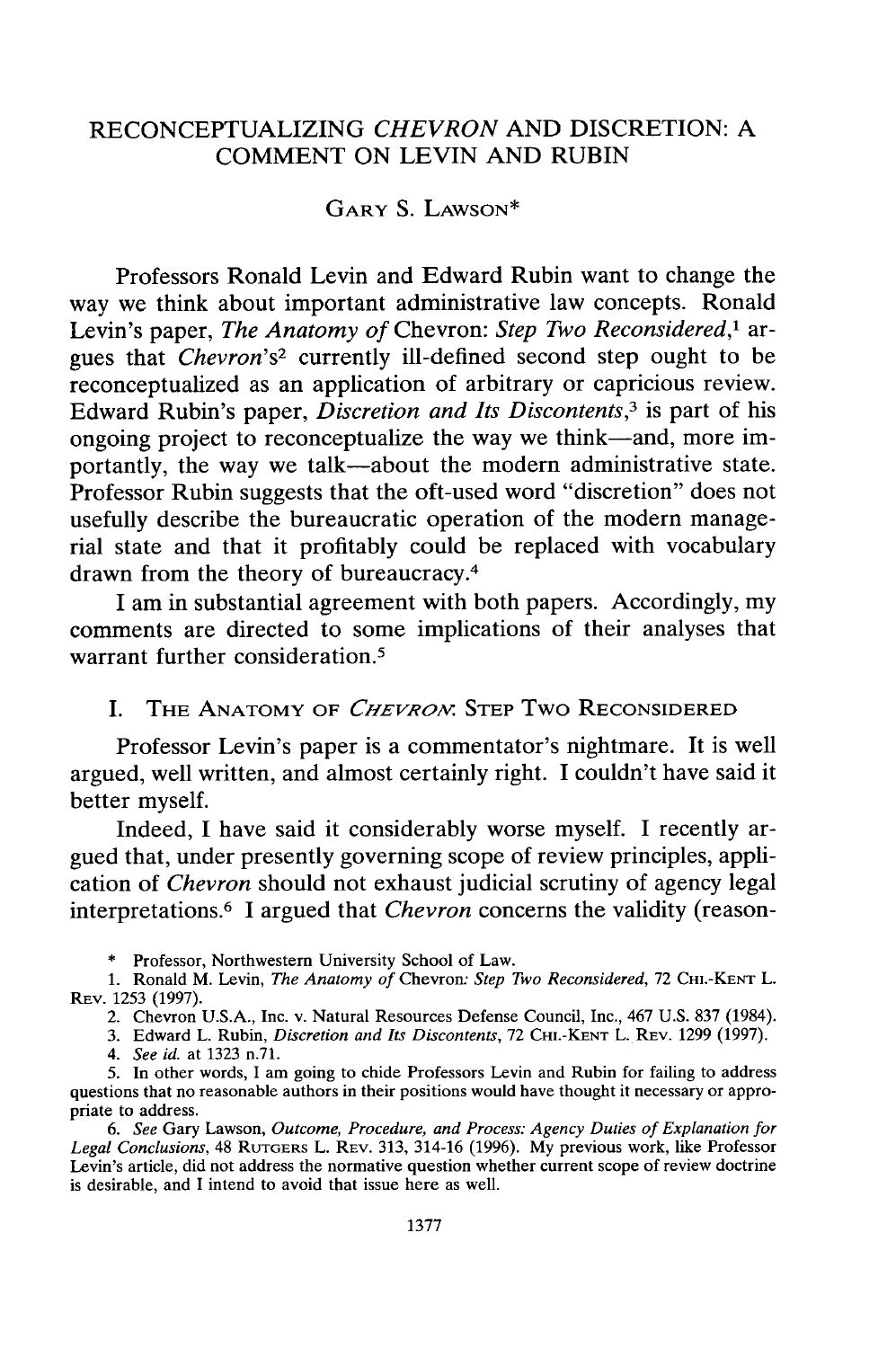# RECONCEPTUALIZING *CHEVRON* AND DISCRETION: A COMMENT ON LEVIN AND RUBIN

GARY S. LAWSON*

Professors Ronald Levin and Edward Rubin want to change the way we think about important administrative law concepts. Ronald Levin's paper, *The Anatomy of* Chevron: *Step Two Reconsidered*,[1] argues that *Chevron*'s[2] currently ill-defined second step ought to be reconceptualized as an application of arbitrary or capricious review. Edward Rubin's paper, *Discretion and Its Discontents*,[3] is part of his ongoing project to reconceptualize the way we think—and, more importantly, the way we talk—about the modern administrative state. Professor Rubin suggests that the oft-used word "discretion" does not usefully describe the bureaucratic operation of the modern managerial state and that it profitably could be replaced with vocabulary drawn from the theory of bureaucracy.[4]

I am in substantial agreement with both papers. Accordingly, my comments are directed to some implications of their analyses that warrant further consideration.[5]

## I. THE ANATOMY OF *CHEVRON*: STEP TWO RECONSIDERED

Professor Levin's paper is a commentator's nightmare. It is well argued, well written, and almost certainly right. I couldn't have said it better myself.

Indeed, I have said it considerably worse myself. I recently argued that, under presently governing scope of review principles, application of *Chevron* should not exhaust judicial scrutiny of agency legal interpretations.[6] I argued that *Chevron* concerns the validity (reason-

---

\* Professor, Northwestern University School of Law.

1. Ronald M. Levin, *The Anatomy of* Chevron: *Step Two Reconsidered*, 72 CHI.-KENT L. REV. 1253 (1997).

2. Chevron U.S.A., Inc. v. Natural Resources Defense Council, Inc., 467 U.S. 837 (1984).

3. Edward L. Rubin, *Discretion and Its Discontents*, 72 CHI.-KENT L. REV. 1299 (1997).

4. *See id.* at 1323 n.71.

5. In other words, I am going to chide Professors Levin and Rubin for failing to address questions that no reasonable authors in their positions would have thought it necessary or appropriate to address.

6. *See* Gary Lawson, *Outcome, Procedure, and Process: Agency Duties of Explanation for Legal Conclusions*, 48 RUTGERS L. REV. 313, 314-16 (1996). My previous work, like Professor Levin's article, did not address the normative question whether current scope of review doctrine is desirable, and I intend to avoid that issue here as well.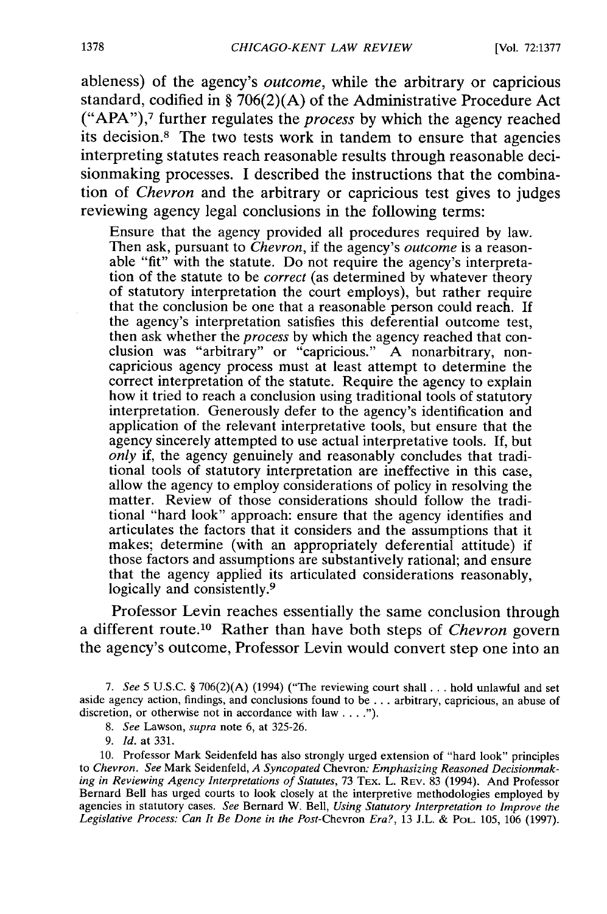ableness) of the agency's *outcome*, while the arbitrary or capricious standard, codified in § 706(2)(A) of the Administrative Procedure Act ("APA"),[7] further regulates the *process* by which the agency reached its decision.[8] The two tests work in tandem to ensure that agencies interpreting statutes reach reasonable results through reasonable decisionmaking processes. I described the instructions that the combination of *Chevron* and the arbitrary or capricious test gives to judges reviewing agency legal conclusions in the following terms:

> Ensure that the agency provided all procedures required by law. Then ask, pursuant to *Chevron*, if the agency's *outcome* is a reasonable "fit" with the statute. Do not require the agency's interpretation of the statute to be *correct* (as determined by whatever theory of statutory interpretation the court employs), but rather require that the conclusion be one that a reasonable person could reach. If the agency's interpretation satisfies this deferential outcome test, then ask whether the *process* by which the agency reached that conclusion was "arbitrary" or "capricious." A nonarbitrary, noncapricious agency process must at least attempt to determine the correct interpretation of the statute. Require the agency to explain how it tried to reach a conclusion using traditional tools of statutory interpretation. Generously defer to the agency's identification and application of the relevant interpretative tools, but ensure that the agency sincerely attempted to use actual interpretative tools. If, but *only* if, the agency genuinely and reasonably concludes that traditional tools of statutory interpretation are ineffective in this case, allow the agency to employ considerations of policy in resolving the matter. Review of those considerations should follow the traditional "hard look" approach: ensure that the agency identifies and articulates the factors that it considers and the assumptions that it makes; determine (with an appropriately deferential attitude) if those factors and assumptions are substantively rational; and ensure that the agency applied its articulated considerations reasonably, logically and consistently.[9]

Professor Levin reaches essentially the same conclusion through a different route.[10] Rather than have both steps of *Chevron* govern the agency's outcome, Professor Levin would convert step one into an

---

7. *See* 5 U.S.C. § 706(2)(A) (1994) ("The reviewing court shall . . . hold unlawful and set aside agency action, findings, and conclusions found to be . . . arbitrary, capricious, an abuse of discretion, or otherwise not in accordance with law . . . .").

8. *See* Lawson, *supra* note 6, at 325-26.

9. *Id.* at 331.

10. Professor Mark Seidenfeld has also strongly urged extension of "hard look" principles to *Chevron*. *See* Mark Seidenfeld, *A Syncopated* Chevron*: Emphasizing Reasoned Decisionmaking in Reviewing Agency Interpretations of Statutes*, 73 TEX. L. REV. 83 (1994). And Professor Bernard Bell has urged courts to look closely at the interpretive methodologies employed by agencies in statutory cases. *See* Bernard W. Bell, *Using Statutory Interpretation to Improve the Legislative Process: Can It Be Done in the Post-*Chevron *Era?*, 13 J.L. & POL. 105, 106 (1997).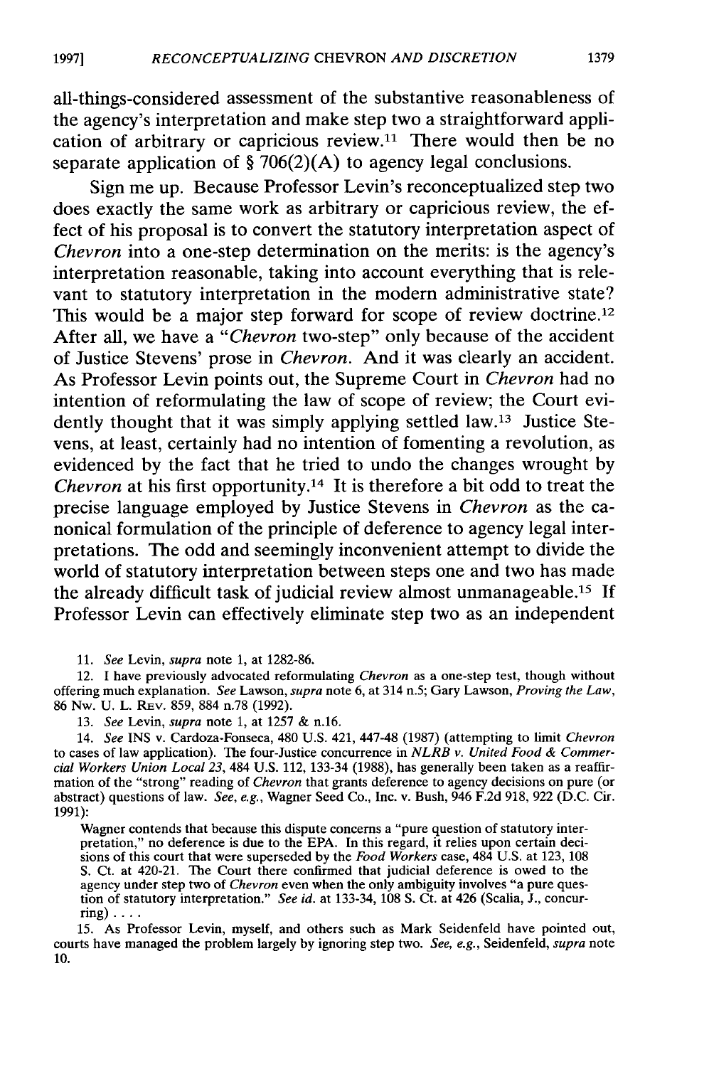all-things-considered assessment of the substantive reasonableness of the agency's interpretation and make step two a straightforward application of arbitrary or capricious review.[11] There would then be no separate application of § 706(2)(A) to agency legal conclusions.

Sign me up. Because Professor Levin's reconceptualized step two does exactly the same work as arbitrary or capricious review, the effect of his proposal is to convert the statutory interpretation aspect of *Chevron* into a one-step determination on the merits: is the agency's interpretation reasonable, taking into account everything that is relevant to statutory interpretation in the modern administrative state? This would be a major step forward for scope of review doctrine.[12] After all, we have a "*Chevron* two-step" only because of the accident of Justice Stevens' prose in *Chevron*. And it was clearly an accident. As Professor Levin points out, the Supreme Court in *Chevron* had no intention of reformulating the law of scope of review; the Court evidently thought that it was simply applying settled law.[13] Justice Stevens, at least, certainly had no intention of fomenting a revolution, as evidenced by the fact that he tried to undo the changes wrought by *Chevron* at his first opportunity.[14] It is therefore a bit odd to treat the precise language employed by Justice Stevens in *Chevron* as the canonical formulation of the principle of deference to agency legal interpretations. The odd and seemingly inconvenient attempt to divide the world of statutory interpretation between steps one and two has made the already difficult task of judicial review almost unmanageable.[15] If Professor Levin can effectively eliminate step two as an independent

11. *See* Levin, *supra* note 1, at 1282-86.

12. I have previously advocated reformulating *Chevron* as a one-step test, though without offering much explanation. *See* Lawson, *supra* note 6, at 314 n.5; Gary Lawson, *Proving the Law*, 86 Nw. U. L. Rev. 859, 884 n.78 (1992).

13. *See* Levin, *supra* note 1, at 1257 & n.16.

14. *See* INS v. Cardoza-Fonseca, 480 U.S. 421, 447-48 (1987) (attempting to limit *Chevron* to cases of law application). The four-Justice concurrence in *NLRB v. United Food & Commercial Workers Union Local 23*, 484 U.S. 112, 133-34 (1988), has generally been taken as a reaffirmation of the "strong" reading of *Chevron* that grants deference to agency decisions on pure (or abstract) questions of law. *See, e.g.*, Wagner Seed Co., Inc. v. Bush, 946 F.2d 918, 922 (D.C. Cir. 1991):

> Wagner contends that because this dispute concerns a "pure question of statutory interpretation," no deference is due to the EPA. In this regard, it relies upon certain decisions of this court that were superseded by the *Food Workers* case, 484 U.S. at 123, 108 S. Ct. at 420-21. The Court there confirmed that judicial deference is owed to the agency under step two of *Chevron* even when the only ambiguity involves "a pure question of statutory interpretation." *See id.* at 133-34, 108 S. Ct. at 426 (Scalia, J., concurring) . . . .

15. As Professor Levin, myself, and others such as Mark Seidenfeld have pointed out, courts have managed the problem largely by ignoring step two. *See, e.g.*, Seidenfeld, *supra* note 10.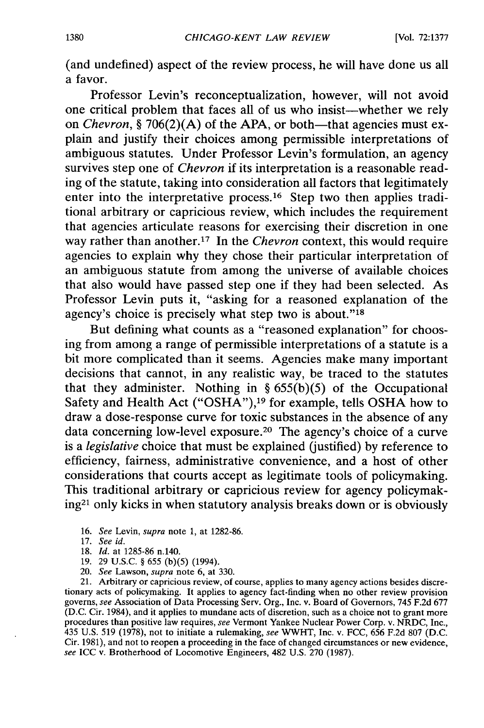(and undefined) aspect of the review process, he will have done us all a favor.

Professor Levin's reconceptualization, however, will not avoid one critical problem that faces all of us who insist—whether we rely on *Chevron*, § 706(2)(A) of the APA, or both—that agencies must explain and justify their choices among permissible interpretations of ambiguous statutes. Under Professor Levin's formulation, an agency survives step one of *Chevron* if its interpretation is a reasonable reading of the statute, taking into consideration all factors that legitimately enter into the interpretative process.[16] Step two then applies traditional arbitrary or capricious review, which includes the requirement that agencies articulate reasons for exercising their discretion in one way rather than another.[17] In the *Chevron* context, this would require agencies to explain why they chose their particular interpretation of an ambiguous statute from among the universe of available choices that also would have passed step one if they had been selected. As Professor Levin puts it, "asking for a reasoned explanation of the agency's choice is precisely what step two is about."[18]

But defining what counts as a "reasoned explanation" for choosing from among a range of permissible interpretations of a statute is a bit more complicated than it seems. Agencies make many important decisions that cannot, in any realistic way, be traced to the statutes that they administer. Nothing in § 655(b)(5) of the Occupational Safety and Health Act ("OSHA"),[19] for example, tells OSHA how to draw a dose-response curve for toxic substances in the absence of any data concerning low-level exposure.[20] The agency's choice of a curve is a *legislative* choice that must be explained (justified) by reference to efficiency, fairness, administrative convenience, and a host of other considerations that courts accept as legitimate tools of policymaking. This traditional arbitrary or capricious review for agency policymaking[21] only kicks in when statutory analysis breaks down or is obviously

16. *See* Levin, *supra* note 1, at 1282-86.

17. *See id.*

18. *Id.* at 1285-86 n.140.

19. 29 U.S.C. § 655 (b)(5) (1994).

20. *See* Lawson, *supra* note 6, at 330.

21. Arbitrary or capricious review, of course, applies to many agency actions besides discretionary acts of policymaking. It applies to agency fact-finding when no other review provision governs, *see* Association of Data Processing Serv. Org., Inc. v. Board of Governors, 745 F.2d 677 (D.C. Cir. 1984), and it applies to mundane acts of discretion, such as a choice not to grant more procedures than positive law requires, *see* Vermont Yankee Nuclear Power Corp. v. NRDC, Inc., 435 U.S. 519 (1978), not to initiate a rulemaking, *see* WWHT, Inc. v. FCC, 656 F.2d 807 (D.C. Cir. 1981), and not to reopen a proceeding in the face of changed circumstances or new evidence, *see* ICC v. Brotherhood of Locomotive Engineers, 482 U.S. 270 (1987).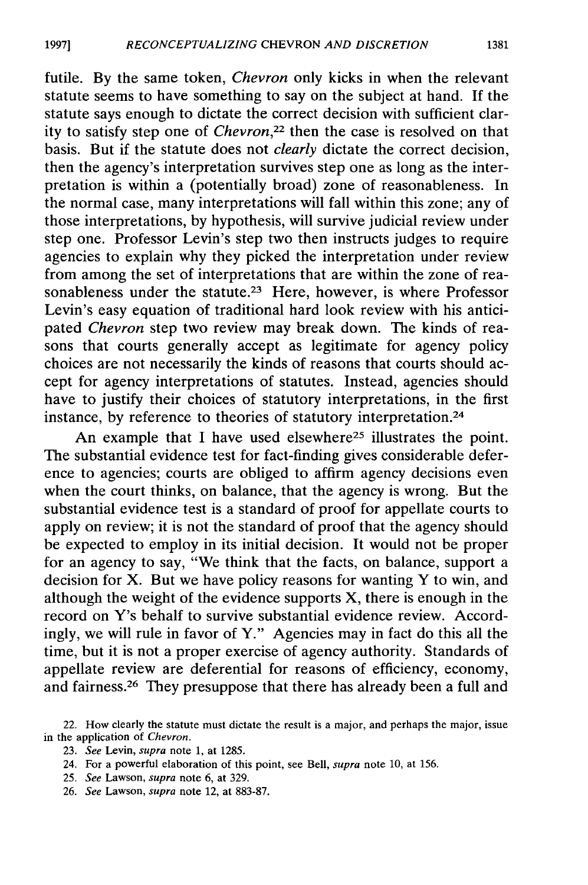futile. By the same token, *Chevron* only kicks in when the relevant statute seems to have something to say on the subject at hand. If the statute says enough to dictate the correct decision with sufficient clarity to satisfy step one of *Chevron*,[22] then the case is resolved on that basis. But if the statute does not *clearly* dictate the correct decision, then the agency's interpretation survives step one as long as the interpretation is within a (potentially broad) zone of reasonableness. In the normal case, many interpretations will fall within this zone; any of those interpretations, by hypothesis, will survive judicial review under step one. Professor Levin's step two then instructs judges to require agencies to explain why they picked the interpretation under review from among the set of interpretations that are within the zone of reasonableness under the statute.[23] Here, however, is where Professor Levin's easy equation of traditional hard look review with his anticipated *Chevron* step two review may break down. The kinds of reasons that courts generally accept as legitimate for agency policy choices are not necessarily the kinds of reasons that courts should accept for agency interpretations of statutes. Instead, agencies should have to justify their choices of statutory interpretations, in the first instance, by reference to theories of statutory interpretation.[24]

An example that I have used elsewhere[25] illustrates the point. The substantial evidence test for fact-finding gives considerable deference to agencies; courts are obliged to affirm agency decisions even when the court thinks, on balance, that the agency is wrong. But the substantial evidence test is a standard of proof for appellate courts to apply on review; it is not the standard of proof that the agency should be expected to employ in its initial decision. It would not be proper for an agency to say, "We think that the facts, on balance, support a decision for X. But we have policy reasons for wanting Y to win, and although the weight of the evidence supports X, there is enough in the record on Y's behalf to survive substantial evidence review. Accordingly, we will rule in favor of Y." Agencies may in fact do this all the time, but it is not a proper exercise of agency authority. Standards of appellate review are deferential for reasons of efficiency, economy, and fairness.[26] They presuppose that there has already been a full and

22. How clearly the statute must dictate the result is a major, and perhaps the major, issue in the application of *Chevron*.

23. *See* Levin, *supra* note 1, at 1285.

24. For a powerful elaboration of this point, see Bell, *supra* note 10, at 156.

25. *See* Lawson, *supra* note 6, at 329.

26. *See* Lawson, *supra* note 12, at 883-87.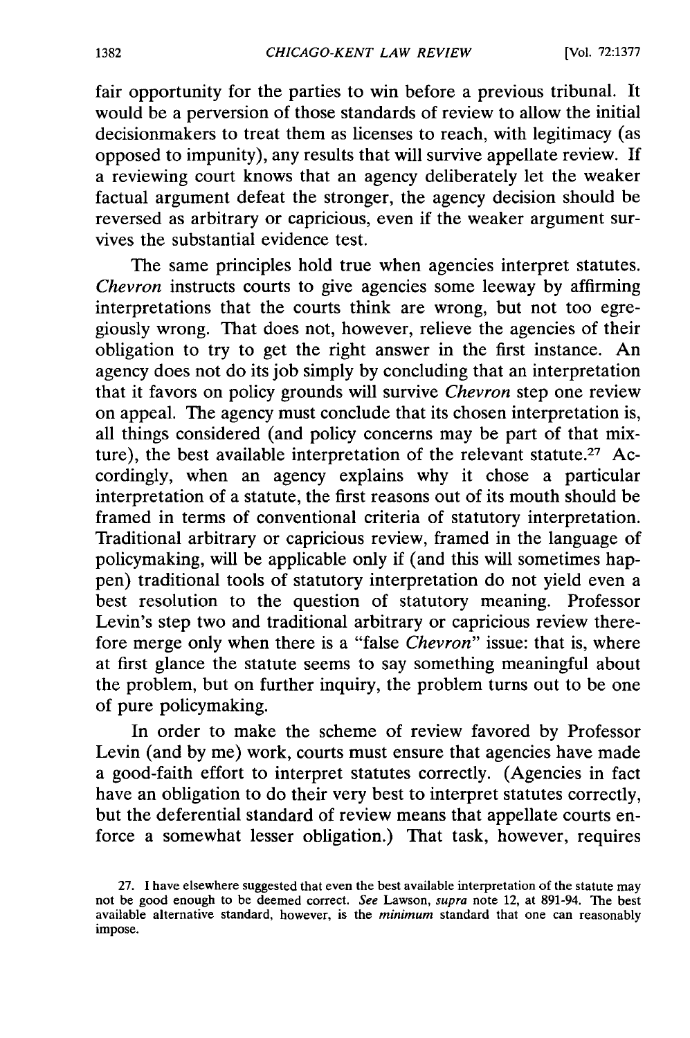fair opportunity for the parties to win before a previous tribunal. It would be a perversion of those standards of review to allow the initial decisionmakers to treat them as licenses to reach, with legitimacy (as opposed to impunity), any results that will survive appellate review. If a reviewing court knows that an agency deliberately let the weaker factual argument defeat the stronger, the agency decision should be reversed as arbitrary or capricious, even if the weaker argument survives the substantial evidence test.

The same principles hold true when agencies interpret statutes. *Chevron* instructs courts to give agencies some leeway by affirming interpretations that the courts think are wrong, but not too egregiously wrong. That does not, however, relieve the agencies of their obligation to try to get the right answer in the first instance. An agency does not do its job simply by concluding that an interpretation that it favors on policy grounds will survive *Chevron* step one review on appeal. The agency must conclude that its chosen interpretation is, all things considered (and policy concerns may be part of that mixture), the best available interpretation of the relevant statute.[27] Accordingly, when an agency explains why it chose a particular interpretation of a statute, the first reasons out of its mouth should be framed in terms of conventional criteria of statutory interpretation. Traditional arbitrary or capricious review, framed in the language of policymaking, will be applicable only if (and this will sometimes happen) traditional tools of statutory interpretation do not yield even a best resolution to the question of statutory meaning. Professor Levin's step two and traditional arbitrary or capricious review therefore merge only when there is a "false *Chevron*" issue: that is, where at first glance the statute seems to say something meaningful about the problem, but on further inquiry, the problem turns out to be one of pure policymaking.

In order to make the scheme of review favored by Professor Levin (and by me) work, courts must ensure that agencies have made a good-faith effort to interpret statutes correctly. (Agencies in fact have an obligation to do their very best to interpret statutes correctly, but the deferential standard of review means that appellate courts enforce a somewhat lesser obligation.) That task, however, requires

27. I have elsewhere suggested that even the best available interpretation of the statute may not be good enough to be deemed correct. *See* Lawson, *supra* note 12, at 891-94. The best available alternative standard, however, is the *minimum* standard that one can reasonably impose.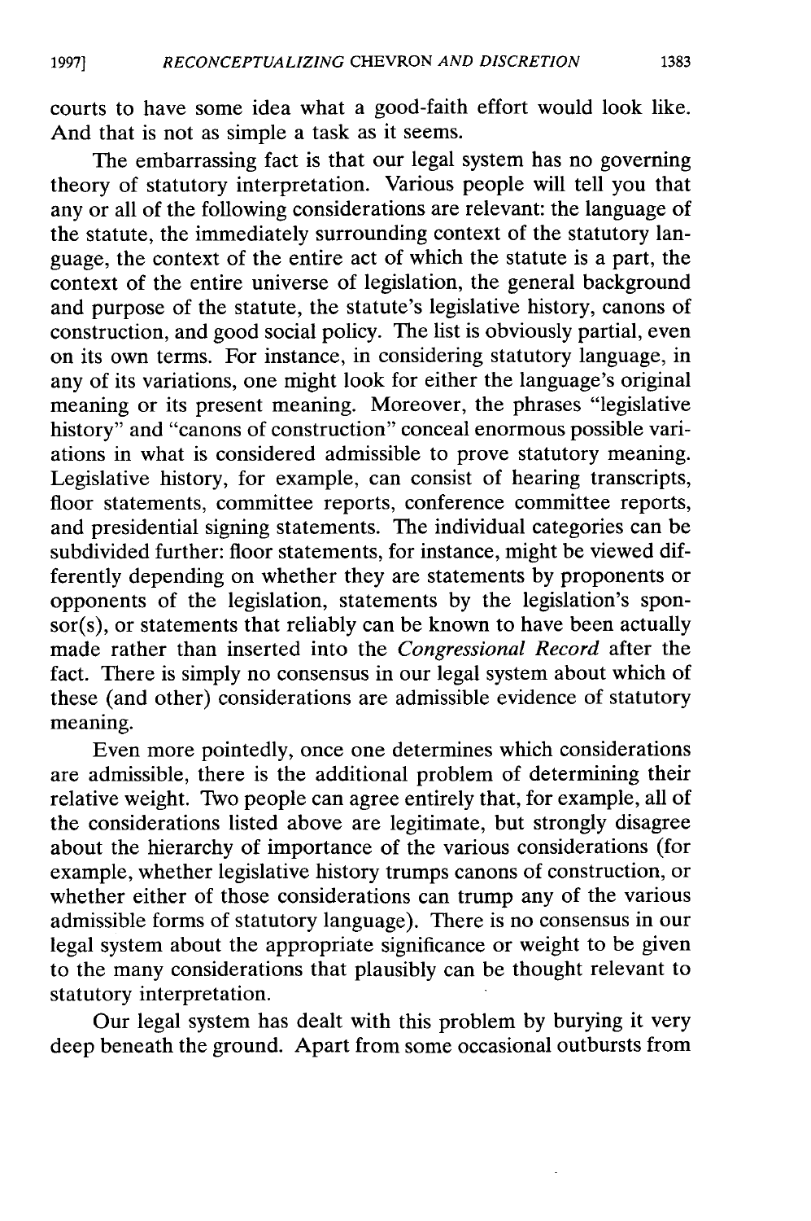courts to have some idea what a good-faith effort would look like. And that is not as simple a task as it seems.

The embarrassing fact is that our legal system has no governing theory of statutory interpretation. Various people will tell you that any or all of the following considerations are relevant: the language of the statute, the immediately surrounding context of the statutory language, the context of the entire act of which the statute is a part, the context of the entire universe of legislation, the general background and purpose of the statute, the statute's legislative history, canons of construction, and good social policy. The list is obviously partial, even on its own terms. For instance, in considering statutory language, in any of its variations, one might look for either the language's original meaning or its present meaning. Moreover, the phrases "legislative history" and "canons of construction" conceal enormous possible variations in what is considered admissible to prove statutory meaning. Legislative history, for example, can consist of hearing transcripts, floor statements, committee reports, conference committee reports, and presidential signing statements. The individual categories can be subdivided further: floor statements, for instance, might be viewed differently depending on whether they are statements by proponents or opponents of the legislation, statements by the legislation's sponsor(s), or statements that reliably can be known to have been actually made rather than inserted into the *Congressional Record* after the fact. There is simply no consensus in our legal system about which of these (and other) considerations are admissible evidence of statutory meaning.

Even more pointedly, once one determines which considerations are admissible, there is the additional problem of determining their relative weight. Two people can agree entirely that, for example, all of the considerations listed above are legitimate, but strongly disagree about the hierarchy of importance of the various considerations (for example, whether legislative history trumps canons of construction, or whether either of those considerations can trump any of the various admissible forms of statutory language). There is no consensus in our legal system about the appropriate significance or weight to be given to the many considerations that plausibly can be thought relevant to statutory interpretation.

Our legal system has dealt with this problem by burying it very deep beneath the ground. Apart from some occasional outbursts from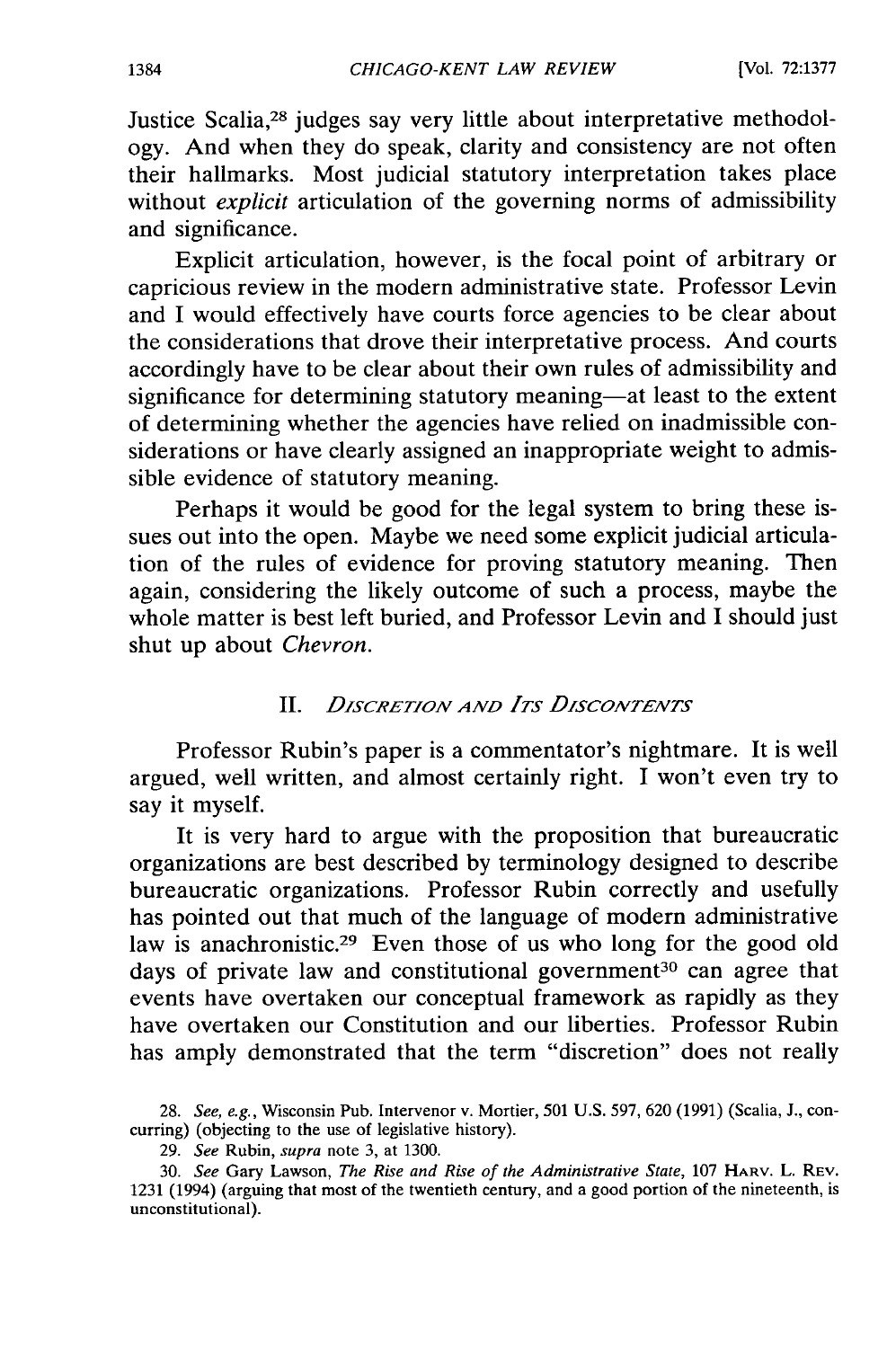Justice Scalia,[28] judges say very little about interpretative methodology. And when they do speak, clarity and consistency are not often their hallmarks. Most judicial statutory interpretation takes place without *explicit* articulation of the governing norms of admissibility and significance.

Explicit articulation, however, is the focal point of arbitrary or capricious review in the modern administrative state. Professor Levin and I would effectively have courts force agencies to be clear about the considerations that drove their interpretative process. And courts accordingly have to be clear about their own rules of admissibility and significance for determining statutory meaning—at least to the extent of determining whether the agencies have relied on inadmissible considerations or have clearly assigned an inappropriate weight to admissible evidence of statutory meaning.

Perhaps it would be good for the legal system to bring these issues out into the open. Maybe we need some explicit judicial articulation of the rules of evidence for proving statutory meaning. Then again, considering the likely outcome of such a process, maybe the whole matter is best left buried, and Professor Levin and I should just shut up about *Chevron*.

## II. *Discretion and Its Discontents*

Professor Rubin's paper is a commentator's nightmare. It is well argued, well written, and almost certainly right. I won't even try to say it myself.

It is very hard to argue with the proposition that bureaucratic organizations are best described by terminology designed to describe bureaucratic organizations. Professor Rubin correctly and usefully has pointed out that much of the language of modern administrative law is anachronistic.[29] Even those of us who long for the good old days of private law and constitutional government[30] can agree that events have overtaken our conceptual framework as rapidly as they have overtaken our Constitution and our liberties. Professor Rubin has amply demonstrated that the term "discretion" does not really

---

28. *See, e.g.*, Wisconsin Pub. Intervenor v. Mortier, 501 U.S. 597, 620 (1991) (Scalia, J., concurring) (objecting to the use of legislative history).

29. *See* Rubin, *supra* note 3, at 1300.

30. *See* Gary Lawson, *The Rise and Rise of the Administrative State*, 107 Harv. L. Rev. 1231 (1994) (arguing that most of the twentieth century, and a good portion of the nineteenth, is unconstitutional).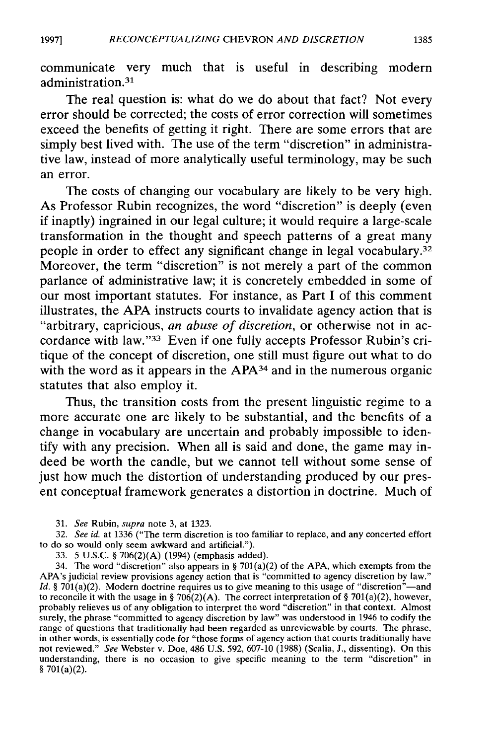communicate very much that is useful in describing modern administration.[31]

The real question is: what do we do about that fact? Not every error should be corrected; the costs of error correction will sometimes exceed the benefits of getting it right. There are some errors that are simply best lived with. The use of the term "discretion" in administrative law, instead of more analytically useful terminology, may be such an error.

The costs of changing our vocabulary are likely to be very high. As Professor Rubin recognizes, the word "discretion" is deeply (even if inaptly) ingrained in our legal culture; it would require a large-scale transformation in the thought and speech patterns of a great many people in order to effect any significant change in legal vocabulary.[32] Moreover, the term "discretion" is not merely a part of the common parlance of administrative law; it is concretely embedded in some of our most important statutes. For instance, as Part I of this comment illustrates, the APA instructs courts to invalidate agency action that is "arbitrary, capricious, *an abuse of discretion*, or otherwise not in accordance with law."[33] Even if one fully accepts Professor Rubin's critique of the concept of discretion, one still must figure out what to do with the word as it appears in the APA[34] and in the numerous organic statutes that also employ it.

Thus, the transition costs from the present linguistic regime to a more accurate one are likely to be substantial, and the benefits of a change in vocabulary are uncertain and probably impossible to identify with any precision. When all is said and done, the game may indeed be worth the candle, but we cannot tell without some sense of just how much the distortion of understanding produced by our present conceptual framework generates a distortion in doctrine. Much of

31. *See* Rubin, *supra* note 3, at 1323.

32. *See id.* at 1336 ("The term discretion is too familiar to replace, and any concerted effort to do so would only seem awkward and artificial.").

33. 5 U.S.C. § 706(2)(A) (1994) (emphasis added).

34. The word "discretion" also appears in § 701(a)(2) of the APA, which exempts from the APA's judicial review provisions agency action that is "committed to agency discretion by law." *Id.* § 701(a)(2). Modern doctrine requires us to give meaning to this usage of "discretion"—and to reconcile it with the usage in § 706(2)(A). The correct interpretation of § 701(a)(2), however, probably relieves us of any obligation to interpret the word "discretion" in that context. Almost surely, the phrase "committed to agency discretion by law" was understood in 1946 to codify the range of questions that traditionally had been regarded as unreviewable by courts. The phrase, in other words, is essentially code for "those forms of agency action that courts traditionally have not reviewed." *See* Webster v. Doe, 486 U.S. 592, 607-10 (1988) (Scalia, J., dissenting). On this understanding, there is no occasion to give specific meaning to the term "discretion" in § 701(a)(2).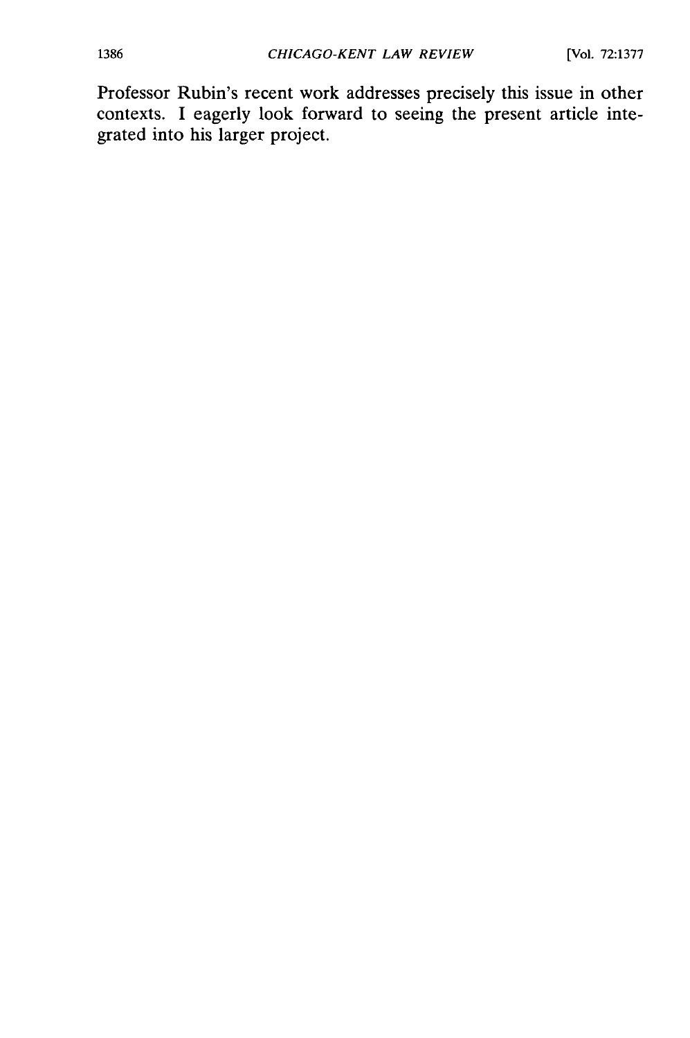Professor Rubin's recent work addresses precisely this issue in other contexts. I eagerly look forward to seeing the present article integrated into his larger project.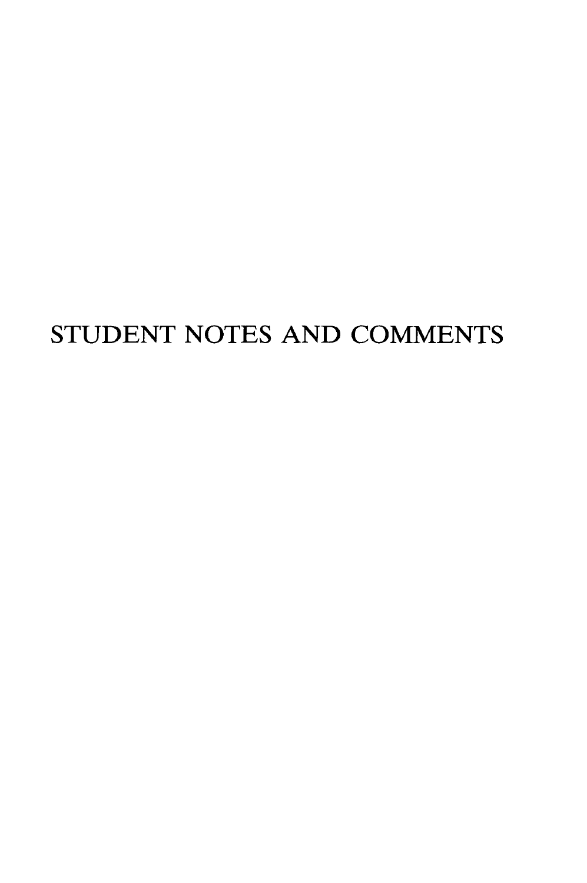# STUDENT NOTES AND COMMENTS